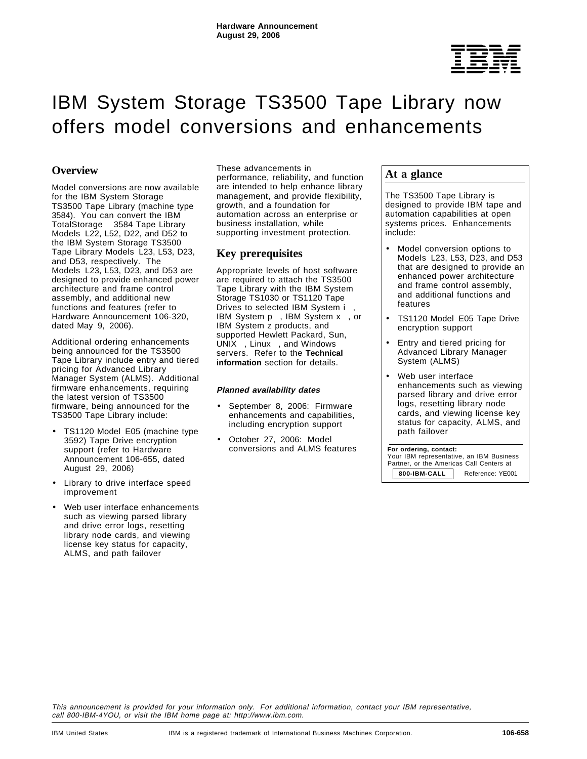**Hardware Announcement**
**August 29, 2006**

# IBM System Storage TS3500 Tape Library now offers model conversions and enhancements

## Overview

Model conversions are now available for the IBM System Storage TS3500 Tape Library (machine type 3584). You can convert the IBM TotalStorage 3584 Tape Library Models L22, L52, D22, and D52 to the IBM System Storage TS3500 Tape Library Models L23, L53, D23, and D53, respectively. The Models L23, L53, D23, and D53 are designed to provide enhanced power architecture and frame control assembly, and additional new functions and features (refer to Hardware Announcement 106-320, dated May 9, 2006).

Additional ordering enhancements being announced for the TS3500 Tape Library include entry and tiered pricing for Advanced Library Manager System (ALMS). Additional firmware enhancements, requiring the latest version of TS3500 firmware, being announced for the TS3500 Tape Library include:

- TS1120 Model E05 (machine type 3592) Tape Drive encryption support (refer to Hardware Announcement 106-655, dated August 29, 2006)
- Library to drive interface speed improvement
- Web user interface enhancements such as viewing parsed library and drive error logs, resetting library node cards, and viewing license key status for capacity, ALMS, and path failover

These advancements in performance, reliability, and function are intended to help enhance library management, and provide flexibility, growth, and a foundation for automation across an enterprise or business installation, while supporting investment protection.

## Key prerequisites

Appropriate levels of host software are required to attach the TS3500 Tape Library with the IBM System Storage TS1030 or TS1120 Tape Drives to selected IBM System i, IBM System p, IBM System x, or IBM System z products, and supported Hewlett Packard, Sun, UNIX, Linux, and Windows servers. Refer to the **Technical information** section for details.

### *Planned availability dates*

- September 8, 2006: Firmware enhancements and capabilities, including encryption support
- October 27, 2006: Model conversions and ALMS features

## At a glance

The TS3500 Tape Library is designed to provide IBM tape and automation capabilities at open systems prices. Enhancements include:

- Model conversion options to Models L23, L53, D23, and D53 that are designed to provide an enhanced power architecture and frame control assembly, and additional functions and features
- TS1120 Model E05 Tape Drive encryption support
- Entry and tiered pricing for Advanced Library Manager System (ALMS)
- Web user interface enhancements such as viewing parsed library and drive error logs, resetting library node cards, and viewing license key status for capacity, ALMS, and path failover

**For ordering, contact:**
Your IBM representative, an IBM Business Partner, or the Americas Call Centers at **800-IBM-CALL** Reference: YE001

*This announcement is provided for your information only. For additional information, contact your IBM representative, call 800-IBM-4YOU, or visit the IBM home page at: http://www.ibm.com.*

IBM United States — IBM is a registered trademark of International Business Machines Corporation. — **106-658**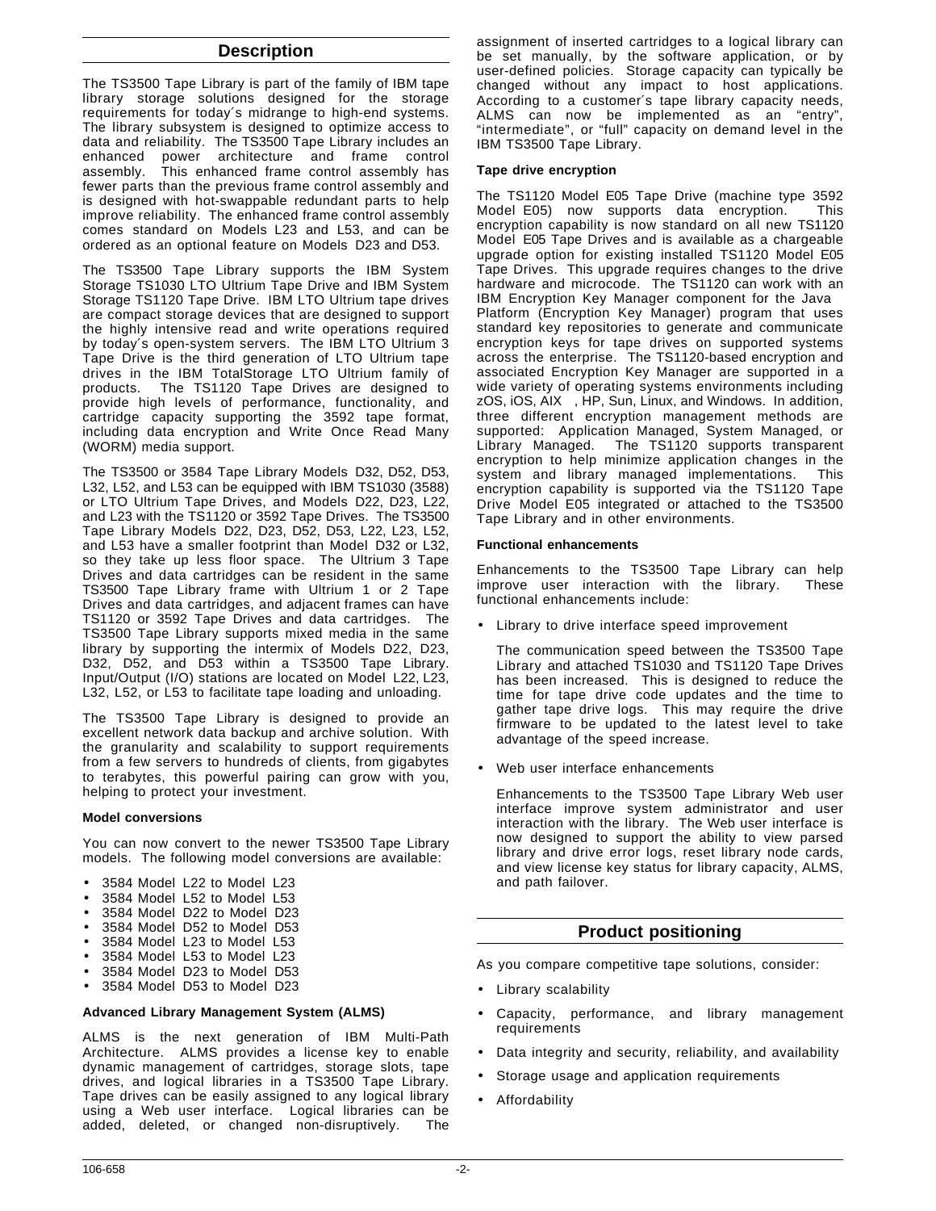## Description

The TS3500 Tape Library is part of the family of IBM tape library storage solutions designed for the storage requirements for today´s midrange to high-end systems. The library subsystem is designed to optimize access to data and reliability. The TS3500 Tape Library includes an enhanced power architecture and frame control assembly. This enhanced frame control assembly has fewer parts than the previous frame control assembly and is designed with hot-swappable redundant parts to help improve reliability. The enhanced frame control assembly comes standard on Models L23 and L53, and can be ordered as an optional feature on Models D23 and D53.

The TS3500 Tape Library supports the IBM System Storage TS1030 LTO Ultrium Tape Drive and IBM System Storage TS1120 Tape Drive. IBM LTO Ultrium tape drives are compact storage devices that are designed to support the highly intensive read and write operations required by today´s open-system servers. The IBM LTO Ultrium 3 Tape Drive is the third generation of LTO Ultrium tape drives in the IBM TotalStorage LTO Ultrium family of products. The TS1120 Tape Drives are designed to provide high levels of performance, functionality, and cartridge capacity supporting the 3592 tape format, including data encryption and Write Once Read Many (WORM) media support.

The TS3500 or 3584 Tape Library Models D32, D52, D53, L32, L52, and L53 can be equipped with IBM TS1030 (3588) or LTO Ultrium Tape Drives, and Models D22, D23, L22, and L23 with the TS1120 or 3592 Tape Drives. The TS3500 Tape Library Models D22, D23, D52, D53, L22, L23, L52, and L53 have a smaller footprint than Model D32 or L32, so they take up less floor space. The Ultrium 3 Tape Drives and data cartridges can be resident in the same TS3500 Tape Library frame with Ultrium 1 or 2 Tape Drives and data cartridges, and adjacent frames can have TS1120 or 3592 Tape Drives and data cartridges. The TS3500 Tape Library supports mixed media in the same library by supporting the intermix of Models D22, D23, D32, D52, and D53 within a TS3500 Tape Library. Input/Output (I/O) stations are located on Model L22, L23, L32, L52, or L53 to facilitate tape loading and unloading.

The TS3500 Tape Library is designed to provide an excellent network data backup and archive solution. With the granularity and scalability to support requirements from a few servers to hundreds of clients, from gigabytes to terabytes, this powerful pairing can grow with you, helping to protect your investment.

**Model conversions**

You can now convert to the newer TS3500 Tape Library models. The following model conversions are available:

- 3584 Model L22 to Model L23
- 3584 Model L52 to Model L53
- 3584 Model D22 to Model D23
- 3584 Model D52 to Model D53
- 3584 Model L23 to Model L53
- 3584 Model L53 to Model L23
- 3584 Model D23 to Model D53
- 3584 Model D53 to Model D23

**Advanced Library Management System (ALMS)**

ALMS is the next generation of IBM Multi-Path Architecture. ALMS provides a license key to enable dynamic management of cartridges, storage slots, tape drives, and logical libraries in a TS3500 Tape Library. Tape drives can be easily assigned to any logical library using a Web user interface. Logical libraries can be added, deleted, or changed non-disruptively. The assignment of inserted cartridges to a logical library can be set manually, by the software application, or by user-defined policies. Storage capacity can typically be changed without any impact to host applications. According to a customer´s tape library capacity needs, ALMS can now be implemented as an "entry", "intermediate", or "full" capacity on demand level in the IBM TS3500 Tape Library.

**Tape drive encryption**

The TS1120 Model E05 Tape Drive (machine type 3592 Model E05) now supports data encryption. This encryption capability is now standard on all new TS1120 Model E05 Tape Drives and is available as a chargeable upgrade option for existing installed TS1120 Model E05 Tape Drives. This upgrade requires changes to the drive hardware and microcode. The TS1120 can work with an IBM Encryption Key Manager component for the Java Platform (Encryption Key Manager) program that uses standard key repositories to generate and communicate encryption keys for tape drives on supported systems across the enterprise. The TS1120-based encryption and associated Encryption Key Manager are supported in a wide variety of operating systems environments including zOS, iOS, AIX , HP, Sun, Linux, and Windows. In addition, three different encryption management methods are supported: Application Managed, System Managed, or Library Managed. The TS1120 supports transparent encryption to help minimize application changes in the system and library managed implementations. This encryption capability is supported via the TS1120 Tape Drive Model E05 integrated or attached to the TS3500 Tape Library and in other environments.

**Functional enhancements**

Enhancements to the TS3500 Tape Library can help improve user interaction with the library. These functional enhancements include:

- Library to drive interface speed improvement

  The communication speed between the TS3500 Tape Library and attached TS1030 and TS1120 Tape Drives has been increased. This is designed to reduce the time for tape drive code updates and the time to gather tape drive logs. This may require the drive firmware to be updated to the latest level to take advantage of the speed increase.

- Web user interface enhancements

  Enhancements to the TS3500 Tape Library Web user interface improve system administrator and user interaction with the library. The Web user interface is now designed to support the ability to view parsed library and drive error logs, reset library node cards, and view license key status for library capacity, ALMS, and path failover.

## Product positioning

As you compare competitive tape solutions, consider:

- Library scalability
- Capacity, performance, and library management requirements
- Data integrity and security, reliability, and availability
- Storage usage and application requirements
- Affordability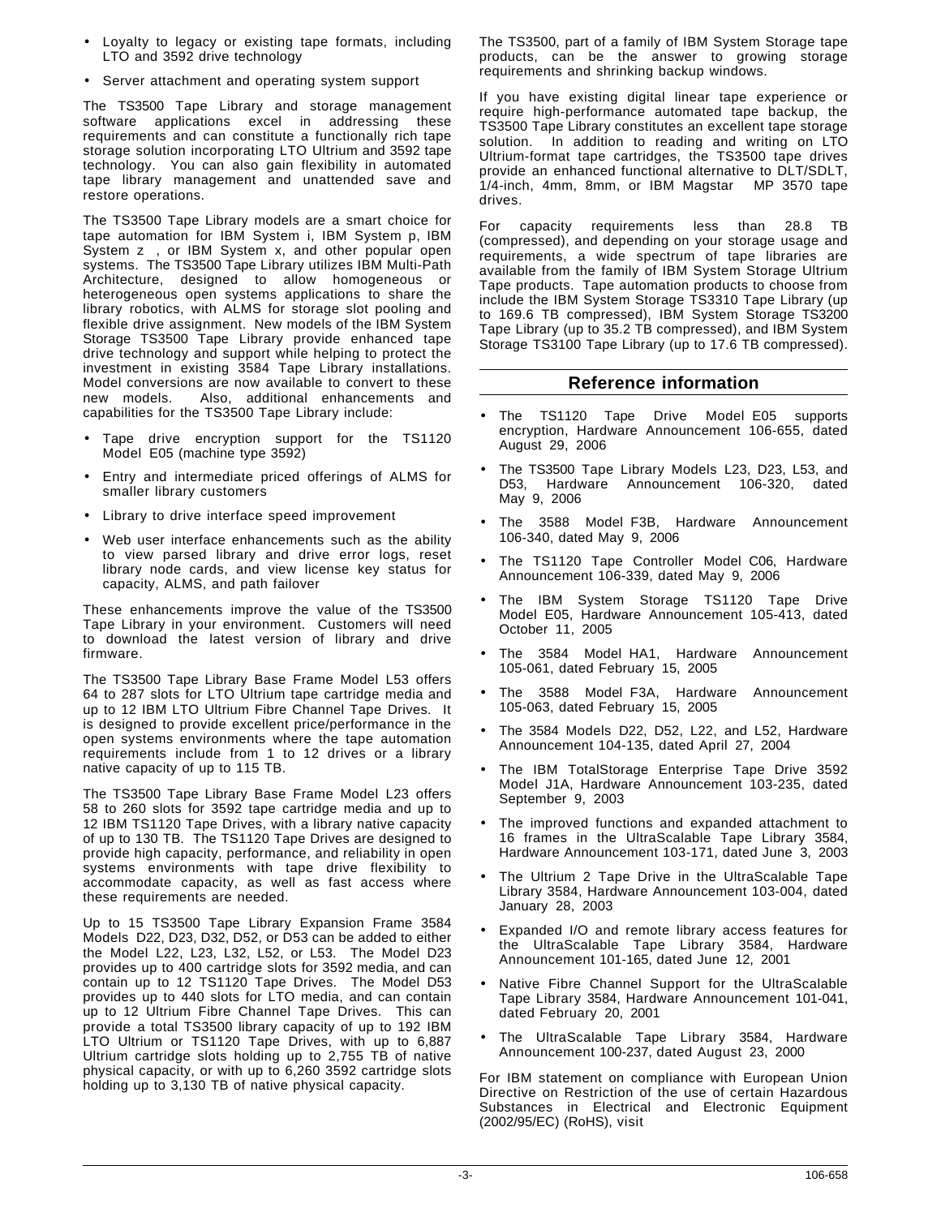- Loyalty to legacy or existing tape formats, including LTO and 3592 drive technology
- Server attachment and operating system support

The TS3500 Tape Library and storage management software applications excel in addressing these requirements and can constitute a functionally rich tape storage solution incorporating LTO Ultrium and 3592 tape technology. You can also gain flexibility in automated tape library management and unattended save and restore operations.

The TS3500 Tape Library models are a smart choice for tape automation for IBM System i, IBM System p, IBM System z , or IBM System x, and other popular open systems. The TS3500 Tape Library utilizes IBM Multi-Path Architecture, designed to allow homogeneous or heterogeneous open systems applications to share the library robotics, with ALMS for storage slot pooling and flexible drive assignment. New models of the IBM System Storage TS3500 Tape Library provide enhanced tape drive technology and support while helping to protect the investment in existing 3584 Tape Library installations. Model conversions are now available to convert to these new models. Also, additional enhancements and capabilities for the TS3500 Tape Library include:

- Tape drive encryption support for the TS1120 Model E05 (machine type 3592)
- Entry and intermediate priced offerings of ALMS for smaller library customers
- Library to drive interface speed improvement
- Web user interface enhancements such as the ability to view parsed library and drive error logs, reset library node cards, and view license key status for capacity, ALMS, and path failover

These enhancements improve the value of the TS3500 Tape Library in your environment. Customers will need to download the latest version of library and drive firmware.

The TS3500 Tape Library Base Frame Model L53 offers 64 to 287 slots for LTO Ultrium tape cartridge media and up to 12 IBM LTO Ultrium Fibre Channel Tape Drives. It is designed to provide excellent price/performance in the open systems environments where the tape automation requirements include from 1 to 12 drives or a library native capacity of up to 115 TB.

The TS3500 Tape Library Base Frame Model L23 offers 58 to 260 slots for 3592 tape cartridge media and up to 12 IBM TS1120 Tape Drives, with a library native capacity of up to 130 TB. The TS1120 Tape Drives are designed to provide high capacity, performance, and reliability in open systems environments with tape drive flexibility to accommodate capacity, as well as fast access where these requirements are needed.

Up to 15 TS3500 Tape Library Expansion Frame 3584 Models D22, D23, D32, D52, or D53 can be added to either the Model L22, L23, L32, L52, or L53. The Model D23 provides up to 400 cartridge slots for 3592 media, and can contain up to 12 TS1120 Tape Drives. The Model D53 provides up to 440 slots for LTO media, and can contain up to 12 Ultrium Fibre Channel Tape Drives. This can provide a total TS3500 library capacity of up to 192 IBM LTO Ultrium or TS1120 Tape Drives, with up to 6,887 Ultrium cartridge slots holding up to 2,755 TB of native physical capacity, or with up to 6,260 3592 cartridge slots holding up to 3,130 TB of native physical capacity.

The TS3500, part of a family of IBM System Storage tape products, can be the answer to growing storage requirements and shrinking backup windows.

If you have existing digital linear tape experience or require high-performance automated tape backup, the TS3500 Tape Library constitutes an excellent tape storage solution. In addition to reading and writing on LTO Ultrium-format tape cartridges, the TS3500 tape drives provide an enhanced functional alternative to DLT/SDLT, 1/4-inch, 4mm, 8mm, or IBM Magstar MP 3570 tape drives.

For capacity requirements less than 28.8 TB (compressed), and depending on your storage usage and requirements, a wide spectrum of tape libraries are available from the family of IBM System Storage Ultrium Tape products. Tape automation products to choose from include the IBM System Storage TS3310 Tape Library (up to 169.6 TB compressed), IBM System Storage TS3200 Tape Library (up to 35.2 TB compressed), and IBM System Storage TS3100 Tape Library (up to 17.6 TB compressed).

## Reference information

- The TS1120 Tape Drive Model E05 supports encryption, Hardware Announcement 106-655, dated August 29, 2006
- The TS3500 Tape Library Models L23, D23, L53, and D53, Hardware Announcement 106-320, dated May 9, 2006
- The 3588 Model F3B, Hardware Announcement 106-340, dated May 9, 2006
- The TS1120 Tape Controller Model C06, Hardware Announcement 106-339, dated May 9, 2006
- The IBM System Storage TS1120 Tape Drive Model E05, Hardware Announcement 105-413, dated October 11, 2005
- The 3584 Model HA1, Hardware Announcement 105-061, dated February 15, 2005
- The 3588 Model F3A, Hardware Announcement 105-063, dated February 15, 2005
- The 3584 Models D22, D52, L22, and L52, Hardware Announcement 104-135, dated April 27, 2004
- The IBM TotalStorage Enterprise Tape Drive 3592 Model J1A, Hardware Announcement 103-235, dated September 9, 2003
- The improved functions and expanded attachment to 16 frames in the UltraScalable Tape Library 3584, Hardware Announcement 103-171, dated June 3, 2003
- The Ultrium 2 Tape Drive in the UltraScalable Tape Library 3584, Hardware Announcement 103-004, dated January 28, 2003
- Expanded I/O and remote library access features for the UltraScalable Tape Library 3584, Hardware Announcement 101-165, dated June 12, 2001
- Native Fibre Channel Support for the UltraScalable Tape Library 3584, Hardware Announcement 101-041, dated February 20, 2001
- The UltraScalable Tape Library 3584, Hardware Announcement 100-237, dated August 23, 2000

For IBM statement on compliance with European Union Directive on Restriction of the use of certain Hazardous Substances in Electrical and Electronic Equipment (2002/95/EC) (RoHS), visit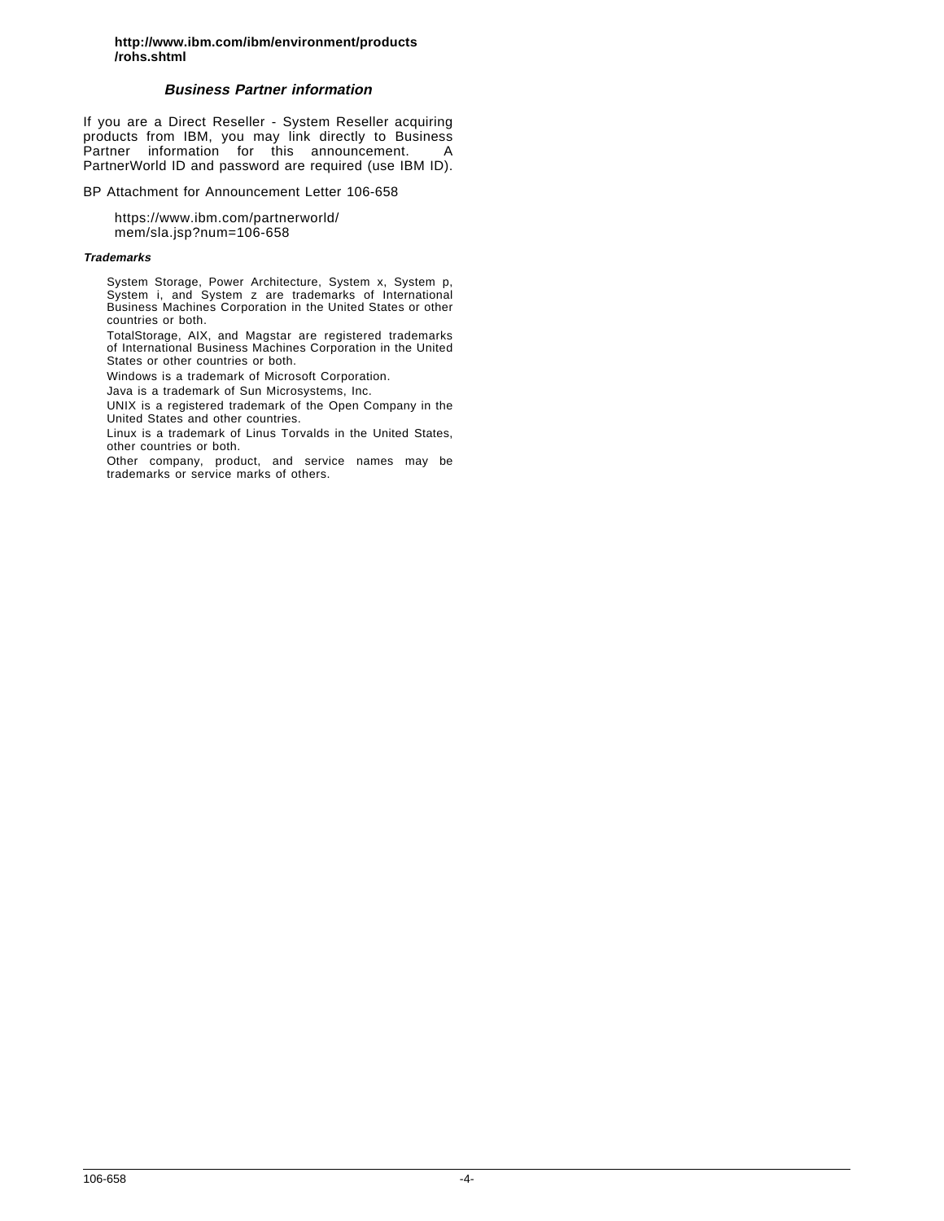**http://www.ibm.com/ibm/environment/products/rohs.shtml**

## *Business Partner information*

If you are a Direct Reseller - System Reseller acquiring products from IBM, you may link directly to Business Partner information for this announcement. A PartnerWorld ID and password are required (use IBM ID).

BP Attachment for Announcement Letter 106-658

https://www.ibm.com/partnerworld/mem/sla.jsp?num=106-658

#### *Trademarks*

System Storage, Power Architecture, System x, System p, System i, and System z are trademarks of International Business Machines Corporation in the United States or other countries or both.

TotalStorage, AIX, and Magstar are registered trademarks of International Business Machines Corporation in the United States or other countries or both.

Windows is a trademark of Microsoft Corporation.

Java is a trademark of Sun Microsystems, Inc.

UNIX is a registered trademark of the Open Company in the United States and other countries.

Linux is a trademark of Linus Torvalds in the United States, other countries or both.

Other company, product, and service names may be trademarks or service marks of others.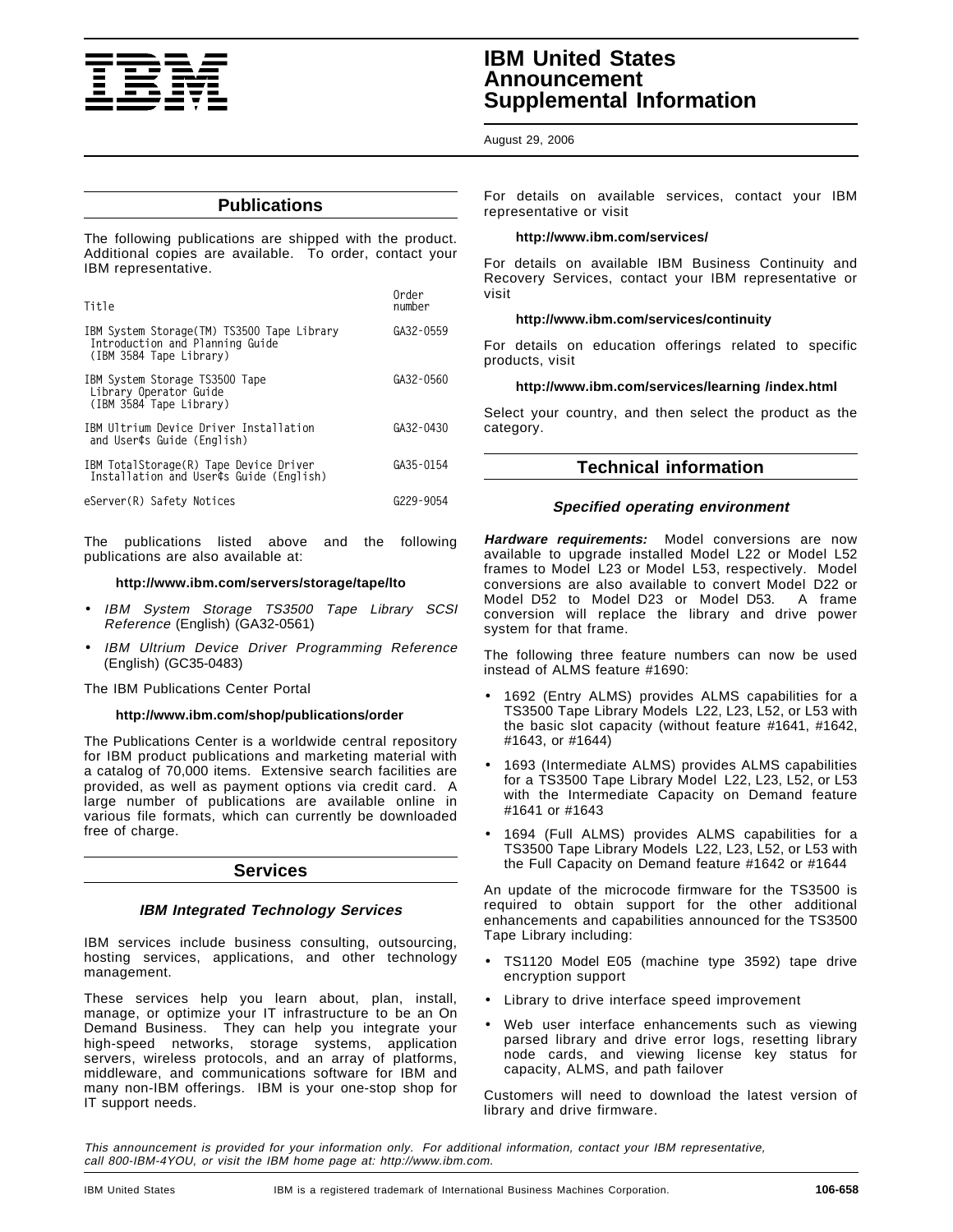## Publications

The following publications are shipped with the product. Additional copies are available. To order, contact your IBM representative.

| Title | Order number |
|---|---|
| IBM System Storage(TM) TS3500 Tape Library Introduction and Planning Guide (IBM 3584 Tape Library) | GA32-0559 |
| IBM System Storage TS3500 Tape Library Operator Guide (IBM 3584 Tape Library) | GA32-0560 |
| IBM Ultrium Device Driver Installation and User¢s Guide (English) | GA32-0430 |
| IBM TotalStorage(R) Tape Device Driver Installation and User¢s Guide (English) | GA35-0154 |
| eServer(R) Safety Notices | G229-9054 |

The publications listed above and the following publications are also available at:

**http://www.ibm.com/servers/storage/tape/lto**

- *IBM System Storage TS3500 Tape Library SCSI Reference* (English) (GA32-0561)
- *IBM Ultrium Device Driver Programming Reference* (English) (GC35-0483)

The IBM Publications Center Portal

**http://www.ibm.com/shop/publications/order**

The Publications Center is a worldwide central repository for IBM product publications and marketing material with a catalog of 70,000 items. Extensive search facilities are provided, as well as payment options via credit card. A large number of publications are available online in various file formats, which can currently be downloaded free of charge.

## Services

### *IBM Integrated Technology Services*

IBM services include business consulting, outsourcing, hosting services, applications, and other technology management.

These services help you learn about, plan, install, manage, or optimize your IT infrastructure to be an On Demand Business. They can help you integrate your high-speed networks, storage systems, application servers, wireless protocols, and an array of platforms, middleware, and communications software for IBM and many non-IBM offerings. IBM is your one-stop shop for IT support needs.

For details on available services, contact your IBM representative or visit

**http://www.ibm.com/services/**

For details on available IBM Business Continuity and Recovery Services, contact your IBM representative or visit

**http://www.ibm.com/services/continuity**

For details on education offerings related to specific products, visit

**http://www.ibm.com/services/learning /index.html**

Select your country, and then select the product as the category.

## Technical information

### *Specified operating environment*

***Hardware requirements:*** Model conversions are now available to upgrade installed Model L22 or Model L52 frames to Model L23 or Model L53, respectively. Model conversions are also available to convert Model D22 or Model D52 to Model D23 or Model D53. A frame conversion will replace the library and drive power system for that frame.

The following three feature numbers can now be used instead of ALMS feature #1690:

- 1692 (Entry ALMS) provides ALMS capabilities for a TS3500 Tape Library Models L22, L23, L52, or L53 with the basic slot capacity (without feature #1641, #1642, #1643, or #1644)
- 1693 (Intermediate ALMS) provides ALMS capabilities for a TS3500 Tape Library Model L22, L23, L52, or L53 with the Intermediate Capacity on Demand feature #1641 or #1643
- 1694 (Full ALMS) provides ALMS capabilities for a TS3500 Tape Library Models L22, L23, L52, or L53 with the Full Capacity on Demand feature #1642 or #1644

An update of the microcode firmware for the TS3500 is required to obtain support for the other additional enhancements and capabilities announced for the TS3500 Tape Library including:

- TS1120 Model E05 (machine type 3592) tape drive encryption support
- Library to drive interface speed improvement
- Web user interface enhancements such as viewing parsed library and drive error logs, resetting library node cards, and viewing license key status for capacity, ALMS, and path failover

Customers will need to download the latest version of library and drive firmware.

*This announcement is provided for your information only. For additional information, contact your IBM representative, call 800-IBM-4YOU, or visit the IBM home page at: http://www.ibm.com.*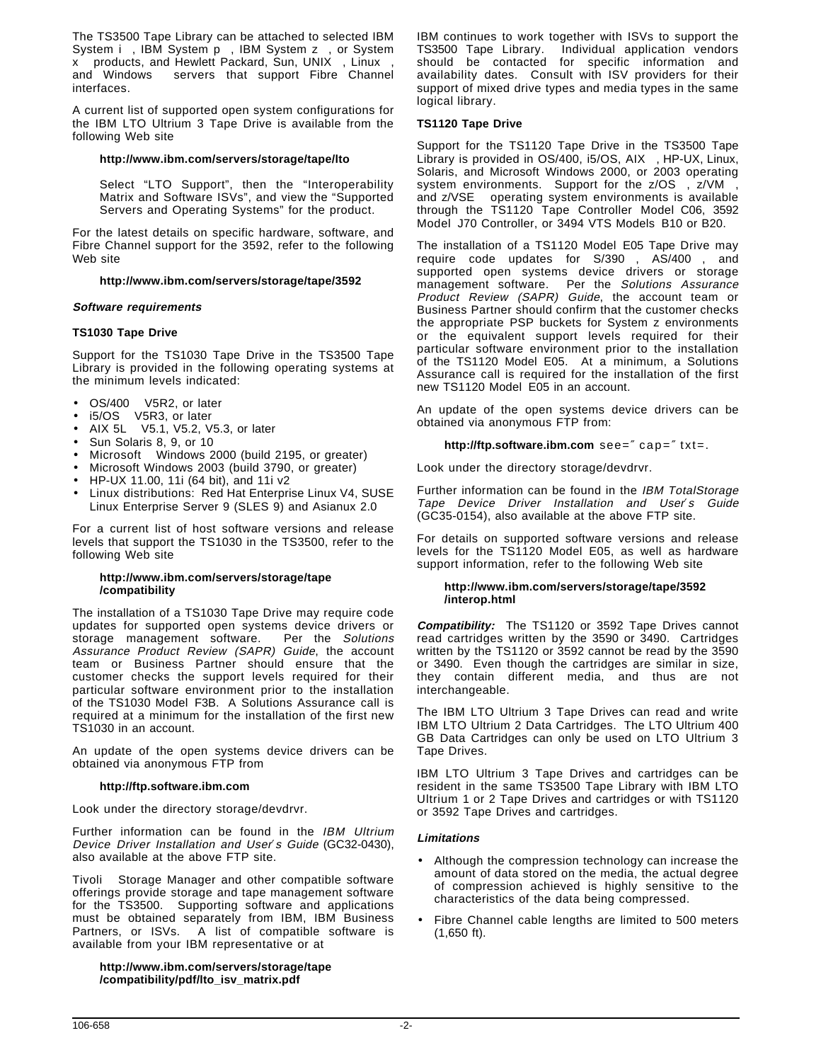The TS3500 Tape Library can be attached to selected IBM System i, IBM System p, IBM System z, or System x products, and Hewlett Packard, Sun, UNIX, Linux, and Windows servers that support Fibre Channel interfaces.

A current list of supported open system configurations for the IBM LTO Ultrium 3 Tape Drive is available from the following Web site

**http://www.ibm.com/servers/storage/tape/lto**

Select "LTO Support", then the "Interoperability Matrix and Software ISVs", and view the "Supported Servers and Operating Systems" for the product.

For the latest details on specific hardware, software, and Fibre Channel support for the 3592, refer to the following Web site

**http://www.ibm.com/servers/storage/tape/3592**

***Software requirements***

**TS1030 Tape Drive**

Support for the TS1030 Tape Drive in the TS3500 Tape Library is provided in the following operating systems at the minimum levels indicated:

- OS/400 V5R2, or later
- i5/OS V5R3, or later
- AIX 5L V5.1, V5.2, V5.3, or later
- Sun Solaris 8, 9, or 10
- Microsoft Windows 2000 (build 2195, or greater)
- Microsoft Windows 2003 (build 3790, or greater)
- HP-UX 11.00, 11i (64 bit), and 11i v2
- Linux distributions: Red Hat Enterprise Linux V4, SUSE Linux Enterprise Server 9 (SLES 9) and Asianux 2.0

For a current list of host software versions and release levels that support the TS1030 in the TS3500, refer to the following Web site

**http://www.ibm.com/servers/storage/tape/compatibility**

The installation of a TS1030 Tape Drive may require code updates for supported open systems device drivers or storage management software. Per the *Solutions Assurance Product Review (SAPR) Guide*, the account team or Business Partner should ensure that the customer checks the support levels required for their particular software environment prior to the installation of the TS1030 Model F3B. A Solutions Assurance call is required at a minimum for the installation of the first new TS1030 in an account.

An update of the open systems device drivers can be obtained via anonymous FTP from

**http://ftp.software.ibm.com**

Look under the directory storage/devdrvr.

Further information can be found in the *IBM Ultrium Device Driver Installation and User's Guide* (GC32-0430), also available at the above FTP site.

Tivoli Storage Manager and other compatible software offerings provide storage and tape management software for the TS3500. Supporting software and applications must be obtained separately from IBM, IBM Business Partners, or ISVs. A list of compatible software is available from your IBM representative or at

**http://www.ibm.com/servers/storage/tape/compatibility/pdf/lto_isv_matrix.pdf**

IBM continues to work together with ISVs to support the TS3500 Tape Library. Individual application vendors should be contacted for specific information and availability dates. Consult with ISV providers for their support of mixed drive types and media types in the same logical library.

**TS1120 Tape Drive**

Support for the TS1120 Tape Drive in the TS3500 Tape Library is provided in OS/400, i5/OS, AIX, HP-UX, Linux, Solaris, and Microsoft Windows 2000, or 2003 operating system environments. Support for the z/OS, z/VM, and z/VSE operating system environments is available through the TS1120 Tape Controller Model C06, 3592 Model J70 Controller, or 3494 VTS Models B10 or B20.

The installation of a TS1120 Model E05 Tape Drive may require code updates for S/390, AS/400, and supported open systems device drivers or storage management software. Per the *Solutions Assurance Product Review (SAPR) Guide*, the account team or Business Partner should confirm that the customer checks the appropriate PSP buckets for System z environments or the equivalent support levels required for their particular software environment prior to the installation of the TS1120 Model E05. At a minimum, a Solutions Assurance call is required for the installation of the first new TS1120 Model E05 in an account.

An update of the open systems device drivers can be obtained via anonymous FTP from:

**http://ftp.software.ibm.com** see=" cap=" txt=.

Look under the directory storage/devdrvr.

Further information can be found in the *IBM TotalStorage Tape Device Driver Installation and User's Guide* (GC35-0154), also available at the above FTP site.

For details on supported software versions and release levels for the TS1120 Model E05, as well as hardware support information, refer to the following Web site

**http://www.ibm.com/servers/storage/tape/3592/interop.html**

***Compatibility:*** The TS1120 or 3592 Tape Drives cannot read cartridges written by the 3590 or 3490. Cartridges written by the TS1120 or 3592 cannot be read by the 3590 or 3490. Even though the cartridges are similar in size, they contain different media, and thus are not interchangeable.

The IBM LTO Ultrium 3 Tape Drives can read and write IBM LTO Ultrium 2 Data Cartridges. The LTO Ultrium 400 GB Data Cartridges can only be used on LTO Ultrium 3 Tape Drives.

IBM LTO Ultrium 3 Tape Drives and cartridges can be resident in the same TS3500 Tape Library with IBM LTO Ultrium 1 or 2 Tape Drives and cartridges or with TS1120 or 3592 Tape Drives and cartridges.

***Limitations***

- Although the compression technology can increase the amount of data stored on the media, the actual degree of compression achieved is highly sensitive to the characteristics of the data being compressed.
- Fibre Channel cable lengths are limited to 500 meters (1,650 ft).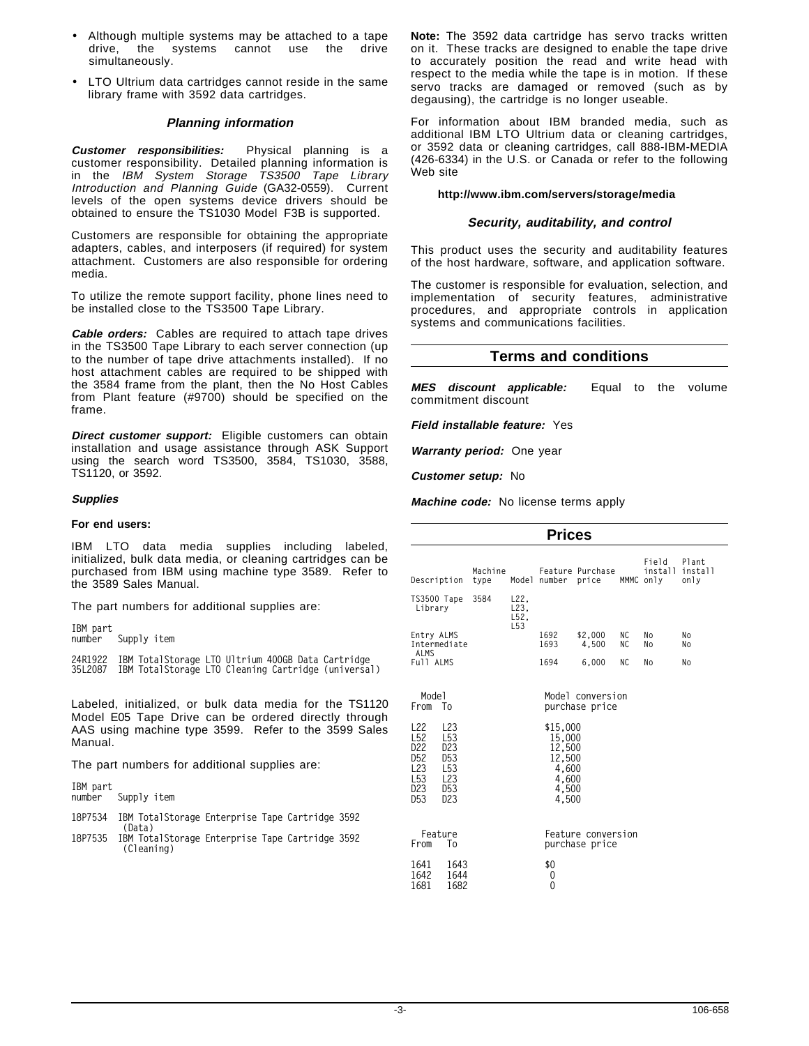- Although multiple systems may be attached to a tape drive, the systems cannot use the drive simultaneously.
- LTO Ultrium data cartridges cannot reside in the same library frame with 3592 data cartridges.

### Planning information

***Customer responsibilities:*** Physical planning is a customer responsibility. Detailed planning information is in the *IBM System Storage TS3500 Tape Library Introduction and Planning Guide* (GA32-0559). Current levels of the open systems device drivers should be obtained to ensure the TS1030 Model F3B is supported.

Customers are responsible for obtaining the appropriate adapters, cables, and interposers (if required) for system attachment. Customers are also responsible for ordering media.

To utilize the remote support facility, phone lines need to be installed close to the TS3500 Tape Library.

***Cable orders:*** Cables are required to attach tape drives in the TS3500 Tape Library to each server connection (up to the number of tape drive attachments installed). If no host attachment cables are required to be shipped with the 3584 frame from the plant, then the No Host Cables from Plant feature (#9700) should be specified on the frame.

***Direct customer support:*** Eligible customers can obtain installation and usage assistance through ASK Support using the search word TS3500, 3584, TS1030, 3588, TS1120, or 3592.

#### Supplies

**For end users:**

IBM LTO data media supplies including labeled, initialized, bulk data media, or cleaning cartridges can be purchased from IBM using machine type 3589. Refer to the 3589 Sales Manual.

The part numbers for additional supplies are:

| IBM part number | Supply item |
|---|---|
| 24R1922 | IBM TotalStorage LTO Ultrium 400GB Data Cartridge |
| 35L2087 | IBM TotalStorage LTO Cleaning Cartridge (universal) |

Labeled, initialized, or bulk data media for the TS1120 Model E05 Tape Drive can be ordered directly through AAS using machine type 3599. Refer to the 3599 Sales Manual.

The part numbers for additional supplies are:

| IBM part number | Supply item |
|---|---|
| 18P7534 | IBM TotalStorage Enterprise Tape Cartridge 3592 (Data) |
| 18P7535 | IBM TotalStorage Enterprise Tape Cartridge 3592 (Cleaning) |

**Note:** The 3592 data cartridge has servo tracks written on it. These tracks are designed to enable the tape drive to accurately position the read and write head with respect to the media while the tape is in motion. If these servo tracks are damaged or removed (such as by degausing), the cartridge is no longer useable.

For information about IBM branded media, such as additional IBM LTO Ultrium data or cleaning cartridges, or 3592 data or cleaning cartridges, call 888-IBM-MEDIA (426-6334) in the U.S. or Canada or refer to the following Web site

**http://www.ibm.com/servers/storage/media**

#### Security, auditability, and control

This product uses the security and auditability features of the host hardware, software, and application software.

The customer is responsible for evaluation, selection, and implementation of security features, administrative procedures, and appropriate controls in application systems and communications facilities.

## Terms and conditions

***MES discount applicable:*** Equal to the volume commitment discount

***Field installable feature:*** Yes

***Warranty period:*** One year

***Customer setup:*** No

***Machine code:*** No license terms apply

## Prices

| Description | Machine type | Model | Feature number | Purchase price | MMMC | Field install only | Plant install only |
|---|---|---|---|---|---|---|---|
| TS3500 Tape Library | 3584 | L22, L23, L52, L53 | | | | | |
| Entry ALMS | | | 1692 | $2,000 | NC | No | No |
| Intermediate ALMS | | | 1693 | 4,500 | NC | No | No |
| Full ALMS | | | 1694 | 6,000 | NC | No | No |

| Model From | Model To | Model conversion purchase price |
|---|---|---|
| L22 | L23 | $15,000 |
| L52 | L53 | 15,000 |
| D22 | D23 | 12,500 |
| D52 | D53 | 12,500 |
| L23 | L53 | 4,600 |
| L53 | L23 | 4,600 |
| D23 | D53 | 4,500 |
| D53 | D23 | 4,500 |

| Feature From | Feature To | Feature conversion purchase price |
|---|---|---|
| 1641 | 1643 | $0 |
| 1642 | 1644 | 0 |
| 1681 | 1682 | 0 |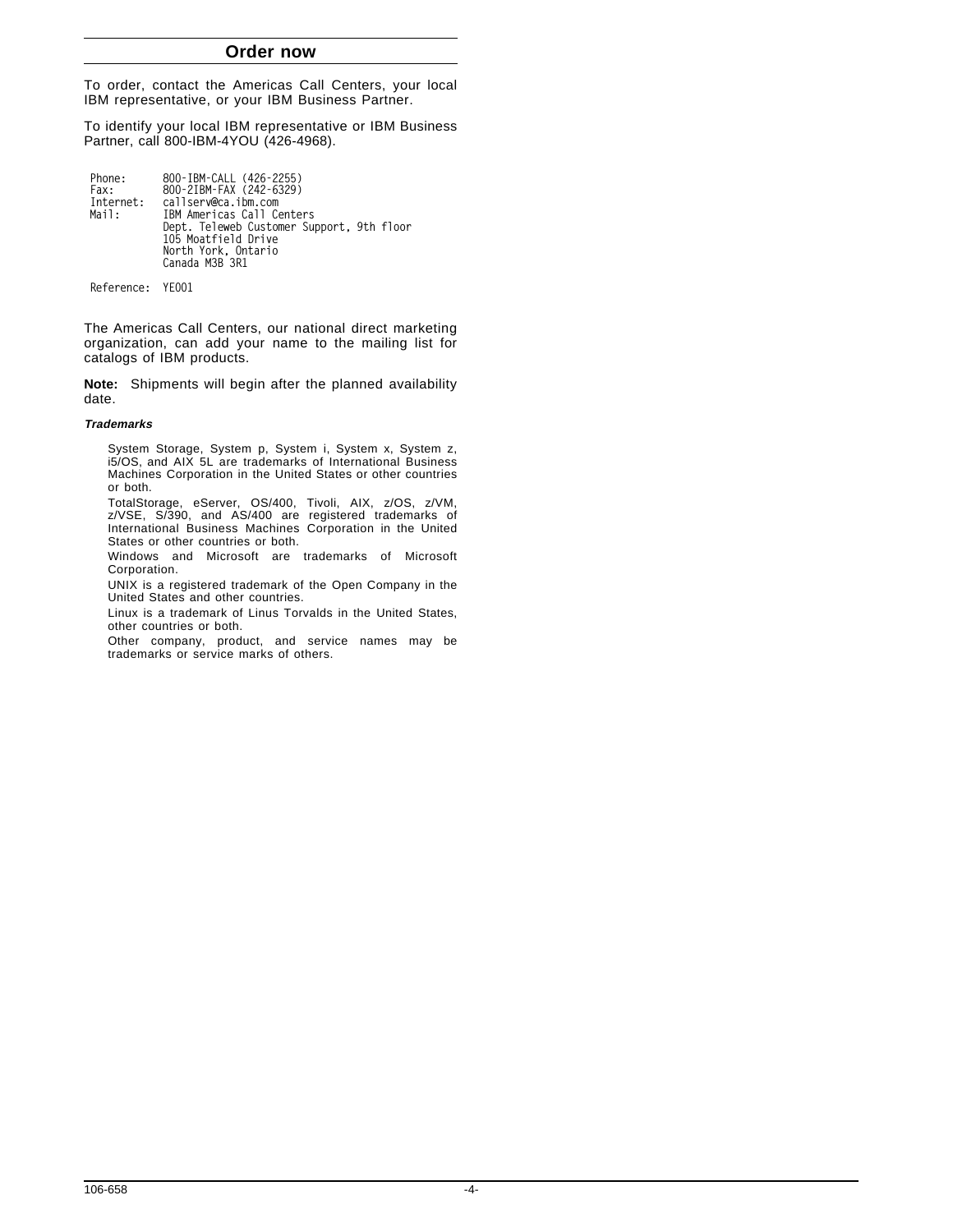## Order now

To order, contact the Americas Call Centers, your local IBM representative, or your IBM Business Partner.

To identify your local IBM representative or IBM Business Partner, call 800-IBM-4YOU (426-4968).

```
Phone:      800-IBM-CALL (426-2255)
Fax:        800-2IBM-FAX (242-6329)
Internet:   callserv@ca.ibm.com
Mail:       IBM Americas Call Centers
            Dept. Teleweb Customer Support, 9th floor
            105 Moatfield Drive
            North York, Ontario
            Canada M3B 3R1

Reference:  YE001
```

The Americas Call Centers, our national direct marketing organization, can add your name to the mailing list for catalogs of IBM products.

**Note:** Shipments will begin after the planned availability date.

***Trademarks***

System Storage, System p, System i, System x, System z, i5/OS, and AIX 5L are trademarks of International Business Machines Corporation in the United States or other countries or both.

TotalStorage, eServer, OS/400, Tivoli, AIX, z/OS, z/VM, z/VSE, S/390, and AS/400 are registered trademarks of International Business Machines Corporation in the United States or other countries or both.

Windows and Microsoft are trademarks of Microsoft Corporation.

UNIX is a registered trademark of the Open Company in the United States and other countries.

Linux is a trademark of Linus Torvalds in the United States, other countries or both.

Other company, product, and service names may be trademarks or service marks of others.